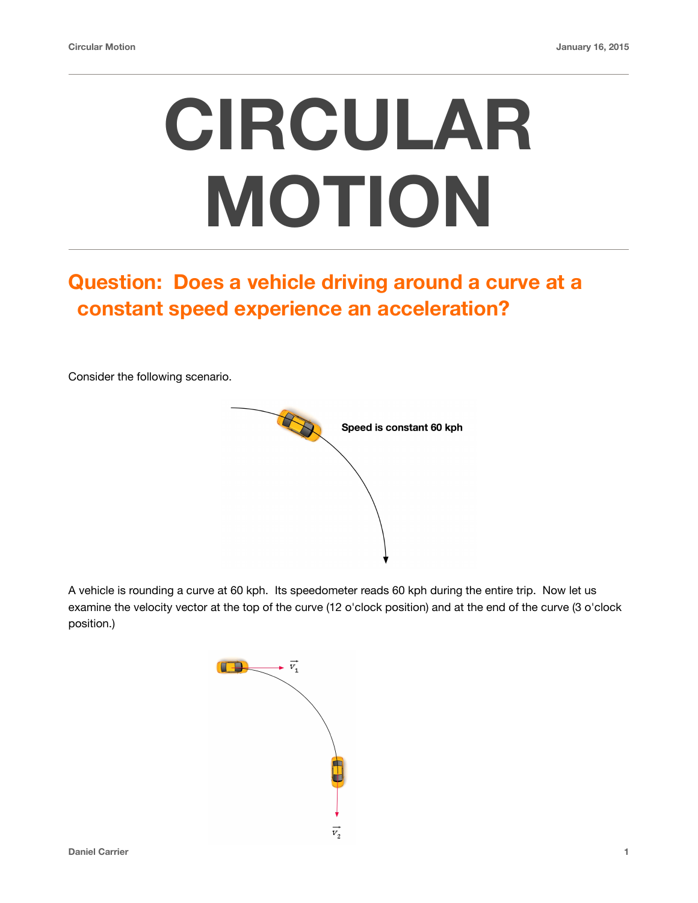# CIRCULAR MOTION

## Question: Does a vehicle driving around a curve at a constant speed experience an acceleration?

Consider the following scenario.

Speed is constant 60 kph

A vehicle is rounding a curve at 60 kph. Its speedometer reads 60 kph during the entire trip. Now let us examine the velocity vector at the top of the curve (12 o'clock position) and at the end of the curve (3 o'clock position.)

$\vec{v}_1$

$\vec{v}_2$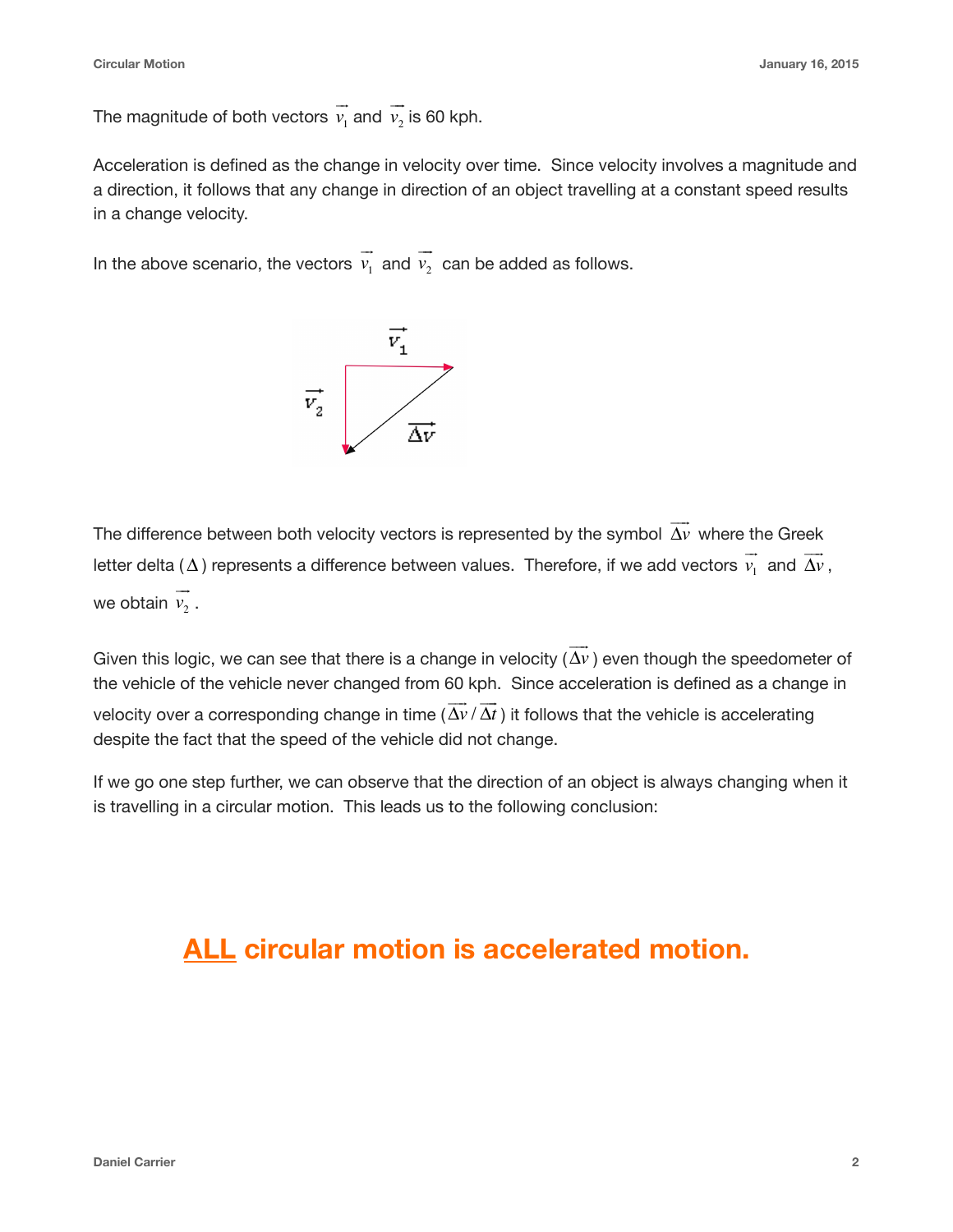The magnitude of both vectors $\vec{v}_1$ and $\vec{v}_2$ is 60 kph.

Acceleration is defined as the change in velocity over time. Since velocity involves a magnitude and a direction, it follows that any change in direction of an object travelling at a constant speed results in a change velocity.

In the above scenario, the vectors $\vec{v}_1$ and $\vec{v}_2$ can be added as follows.

$\vec{v}_1$

$\vec{v}_2$

$\overrightarrow{\Delta v}$

The difference between both velocity vectors is represented by the symbol $\overrightarrow{\Delta v}$ where the Greek letter delta ($\Delta$) represents a difference between values. Therefore, if we add vectors $\vec{v}_1$ and $\overrightarrow{\Delta v}$, we obtain $\vec{v}_2$.

Given this logic, we can see that there is a change in velocity ($\overrightarrow{\Delta v}$) even though the speedometer of the vehicle of the vehicle never changed from 60 kph. Since acceleration is defined as a change in velocity over a corresponding change in time ($\overrightarrow{\Delta v} / \overrightarrow{\Delta t}$) it follows that the vehicle is accelerating despite the fact that the speed of the vehicle did not change.

If we go one step further, we can observe that the direction of an object is always changing when it is travelling in a circular motion. This leads us to the following conclusion:

## **ALL circular motion is accelerated motion.**